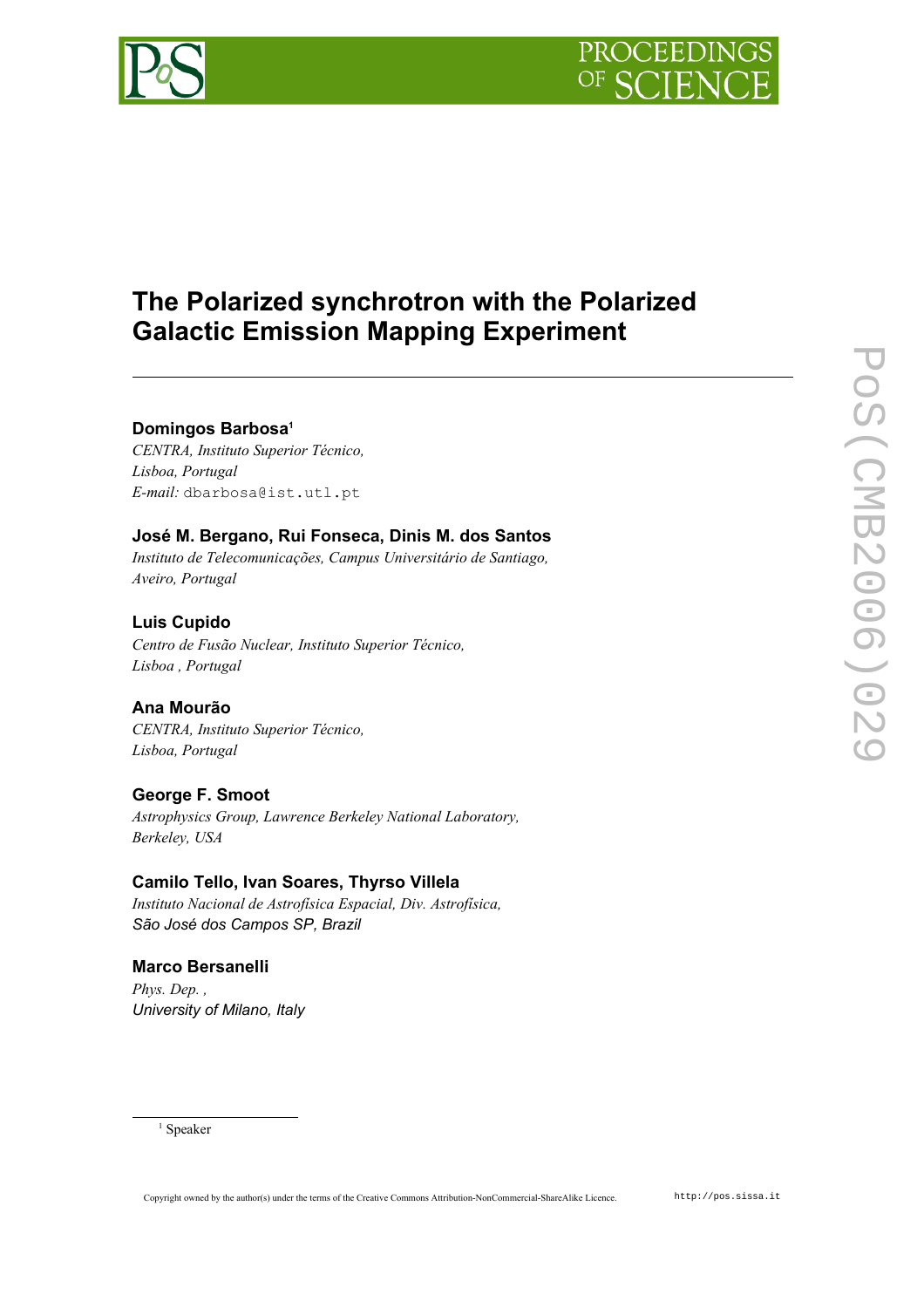# The Polarized synchrotron with the Polarized Galactic Emission Mapping Experiment

**Domingos Barbosa**[1]
*CENTRA, Instituto Superior Técnico,*
*Lisboa, Portugal*
*E-mail:* dbarbosa@ist.utl.pt

**José M. Bergano, Rui Fonseca, Dinis M. dos Santos**
*Instituto de Telecomunicações, Campus Universitário de Santiago,*
*Aveiro, Portugal*

**Luis Cupido**
*Centro de Fusão Nuclear, Instituto Superior Técnico,*
*Lisboa , Portugal*

**Ana Mourão**
*CENTRA, Instituto Superior Técnico,*
*Lisboa, Portugal*

**George F. Smoot**
*Astrophysics Group, Lawrence Berkeley National Laboratory,*
*Berkeley, USA*

**Camilo Tello, Ivan Soares, Thyrso Villela**
*Instituto Nacional de Astrofísica Espacial, Div. Astrofísica,*
*São José dos Campos SP, Brazil*

**Marco Bersanelli**
*Phys. Dep. ,*
*University of Milano, Italy*

[1] Speaker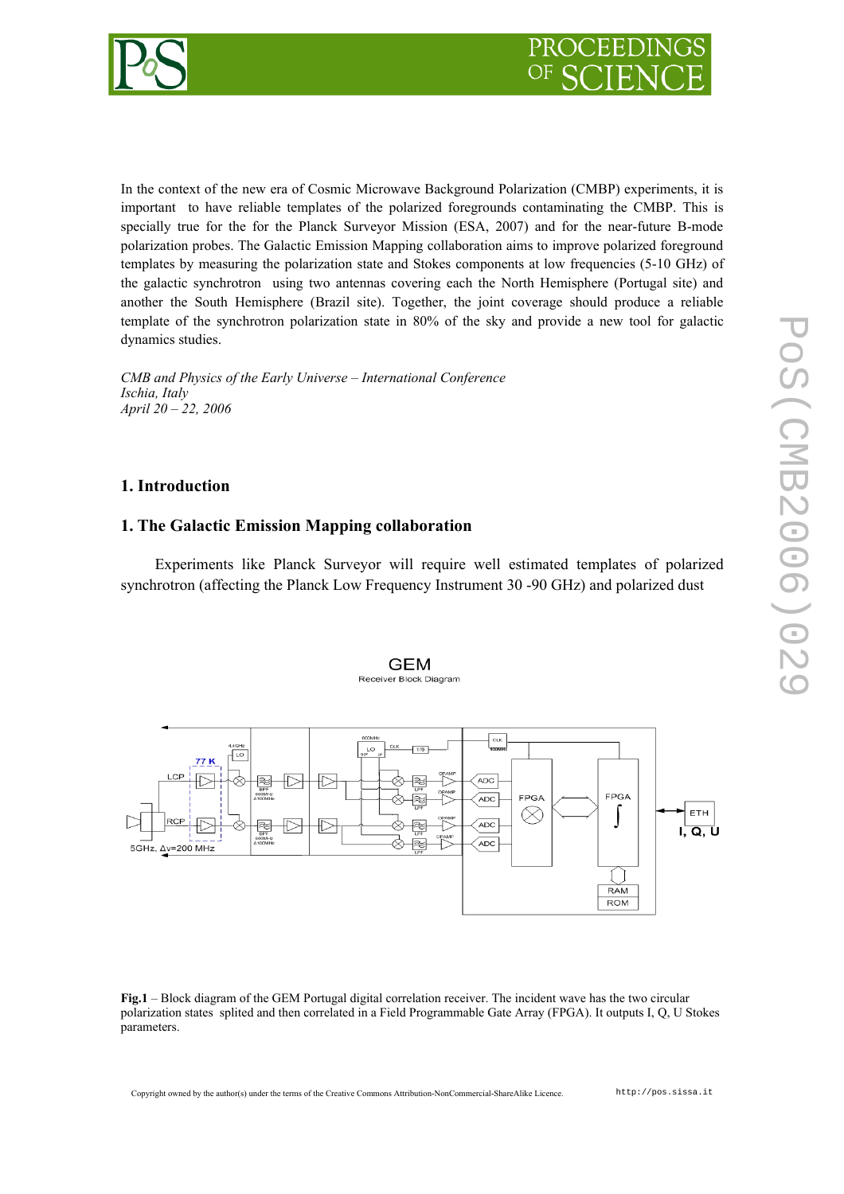In the context of the new era of Cosmic Microwave Background Polarization (CMBP) experiments, it is important to have reliable templates of the polarized foregrounds contaminating the CMBP. This is specially true for the for the Planck Surveyor Mission (ESA, 2007) and for the near-future B-mode polarization probes. The Galactic Emission Mapping collaboration aims to improve polarized foreground templates by measuring the polarization state and Stokes components at low frequencies (5-10 GHz) of the galactic synchrotron using two antennas covering each the North Hemisphere (Portugal site) and another the South Hemisphere (Brazil site). Together, the joint coverage should produce a reliable template of the synchrotron polarization state in 80% of the sky and provide a new tool for galactic dynamics studies.

*CMB and Physics of the Early Universe – International Conference*
*Ischia, Italy*
*April 20 – 22, 2006*

## 1. Introduction

## 1. The Galactic Emission Mapping collaboration

Experiments like Planck Surveyor will require well estimated templates of polarized synchrotron (affecting the Planck Low Frequency Instrument 30 -90 GHz) and polarized dust

**Fig.1** – Block diagram of the GEM Portugal digital correlation receiver. The incident wave has the two circular polarization states splited and then correlated in a Field Programmable Gate Array (FPGA). It outputs I, Q, U Stokes parameters.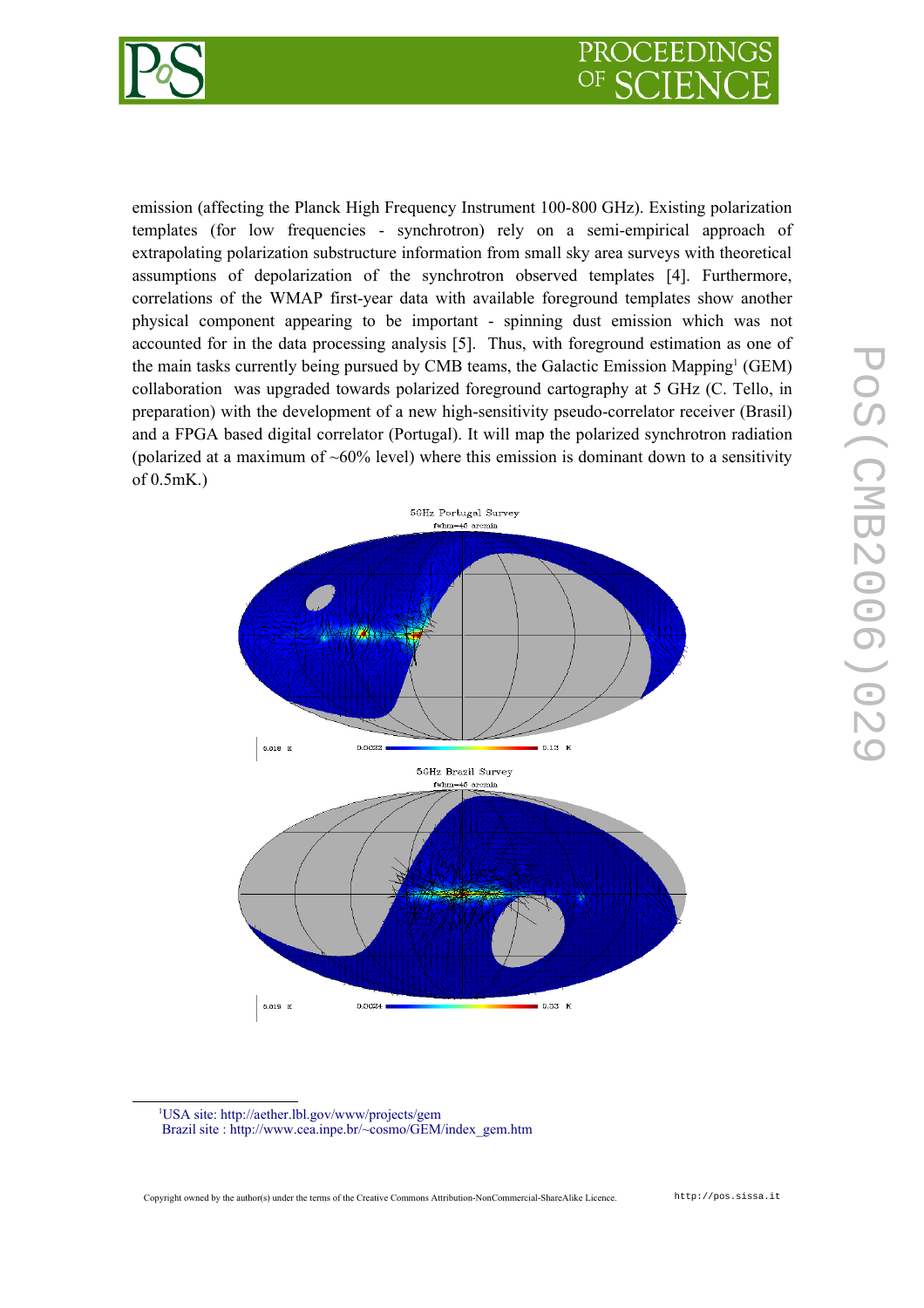emission (affecting the Planck High Frequency Instrument 100-800 GHz). Existing polarization templates (for low frequencies - synchrotron) rely on a semi-empirical approach of extrapolating polarization substructure information from small sky area surveys with theoretical assumptions of depolarization of the synchrotron observed templates [4]. Furthermore, correlations of the WMAP first-year data with available foreground templates show another physical component appearing to be important - spinning dust emission which was not accounted for in the data processing analysis [5]. Thus, with foreground estimation as one of the main tasks currently being pursued by CMB teams, the Galactic Emission Mapping[1] (GEM) collaboration was upgraded towards polarized foreground cartography at 5 GHz (C. Tello, in preparation) with the development of a new high-sensitivity pseudo-correlator receiver (Brasil) and a FPGA based digital correlator (Portugal). It will map the polarized synchrotron radiation (polarized at a maximum of ~60% level) where this emission is dominant down to a sensitivity of 0.5mK.)

[1]USA site: http://aether.lbl.gov/www/projects/gem
Brazil site : http://www.cea.inpe.br/~cosmo/GEM/index_gem.htm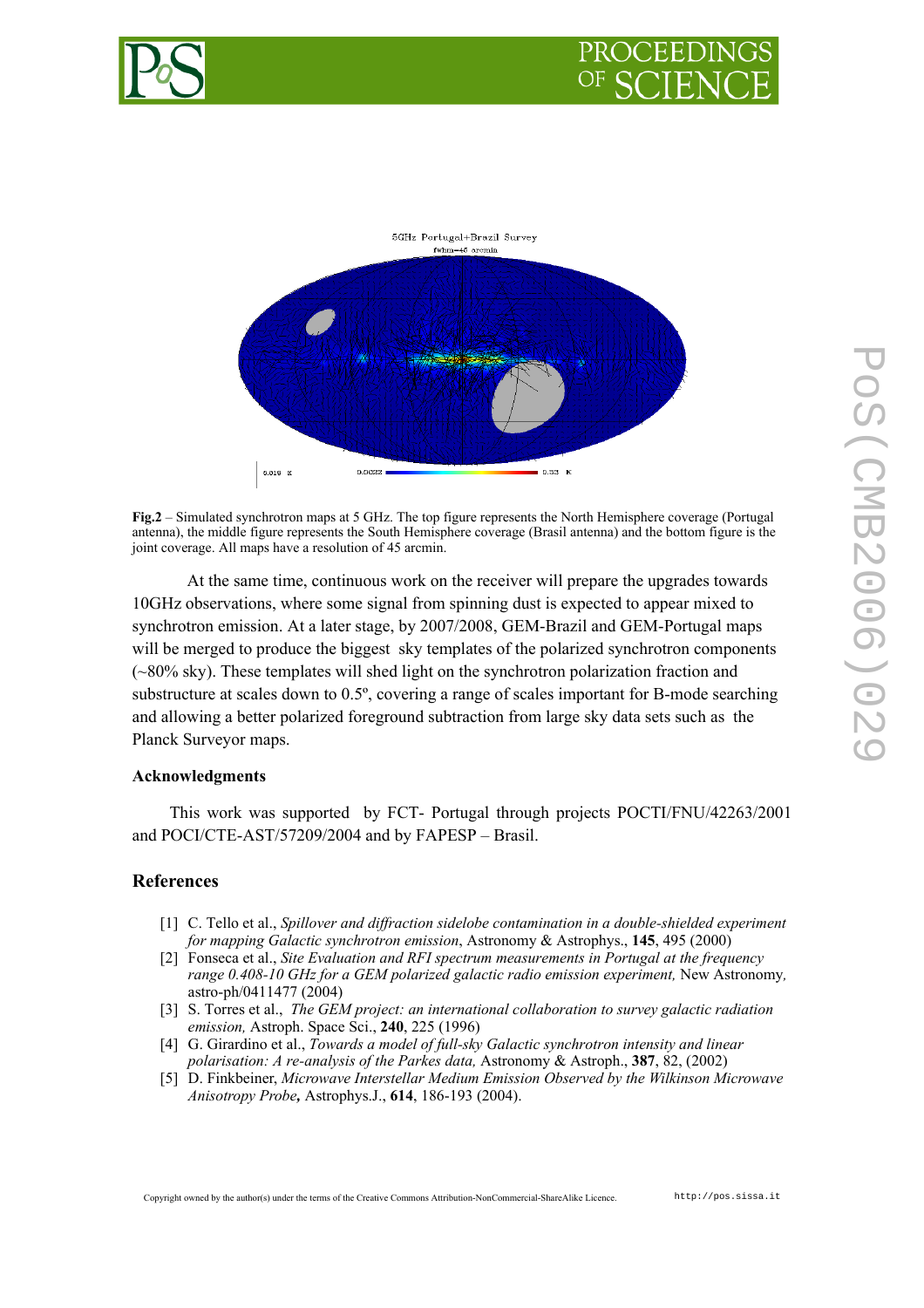5GHz Portugal+Brazil Survey

fwhm=45 arcmin

0.019 K

0.0022

0.33 K

**Fig.2** – Simulated synchrotron maps at 5 GHz. The top figure represents the North Hemisphere coverage (Portugal antenna), the middle figure represents the South Hemisphere coverage (Brasil antenna) and the bottom figure is the joint coverage. All maps have a resolution of 45 arcmin.

At the same time, continuous work on the receiver will prepare the upgrades towards 10GHz observations, where some signal from spinning dust is expected to appear mixed to synchrotron emission. At a later stage, by 2007/2008, GEM-Brazil and GEM-Portugal maps will be merged to produce the biggest sky templates of the polarized synchrotron components (~80% sky). These templates will shed light on the synchrotron polarization fraction and substructure at scales down to 0.5º, covering a range of scales important for B-mode searching and allowing a better polarized foreground subtraction from large sky data sets such as the Planck Surveyor maps.

### Acknowledgments

This work was supported by FCT- Portugal through projects POCTI/FNU/42263/2001 and POCI/CTE-AST/57209/2004 and by FAPESP – Brasil.

## References

[1] C. Tello et al., *Spillover and diffraction sidelobe contamination in a double-shielded experiment for mapping Galactic synchrotron emission*, Astronomy & Astrophys., **145**, 495 (2000)

[2] Fonseca et al., *Site Evaluation and RFI spectrum measurements in Portugal at the frequency range 0.408-10 GHz for a GEM polarized galactic radio emission experiment,* New Astronomy, astro-ph/0411477 (2004)

[3] S. Torres et al., *The GEM project: an international collaboration to survey galactic radiation emission,* Astroph. Space Sci., **240**, 225 (1996)

[4] G. Girardino et al., *Towards a model of full-sky Galactic synchrotron intensity and linear polarisation: A re-analysis of the Parkes data,* Astronomy & Astroph., **387**, 82, (2002)

[5] D. Finkbeiner, *Microwave Interstellar Medium Emission Observed by the Wilkinson Microwave Anisotropy Probe,* Astrophys.J., **614**, 186-193 (2004).